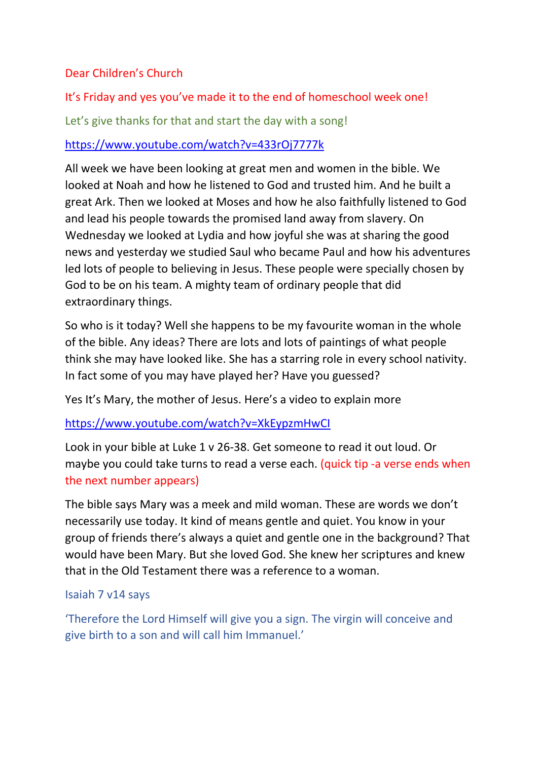Dear Children's Church

It's Friday and yes you've made it to the end of homeschool week one!

Let's give thanks for that and start the day with a song!

https://www.youtube.com/watch?v=433rOj7777k

All week we have been looking at great men and women in the bible. We looked at Noah and how he listened to God and trusted him. And he built a great Ark. Then we looked at Moses and how he also faithfully listened to God and lead his people towards the promised land away from slavery. On Wednesday we looked at Lydia and how joyful she was at sharing the good news and yesterday we studied Saul who became Paul and how his adventures led lots of people to believing in Jesus. These people were specially chosen by God to be on his team. A mighty team of ordinary people that did extraordinary things.

So who is it today? Well she happens to be my favourite woman in the whole of the bible. Any ideas? There are lots and lots of paintings of what people think she may have looked like. She has a starring role in every school nativity. In fact some of you may have played her? Have you guessed?

Yes It's Mary, the mother of Jesus. Here's a video to explain more

https://www.youtube.com/watch?v=XkEypzmHwCI

Look in your bible at Luke 1 v 26-38. Get someone to read it out loud. Or maybe you could take turns to read a verse each. (quick tip -a verse ends when the next number appears)

The bible says Mary was a meek and mild woman. These are words we don't necessarily use today. It kind of means gentle and quiet. You know in your group of friends there's always a quiet and gentle one in the background? That would have been Mary. But she loved God. She knew her scriptures and knew that in the Old Testament there was a reference to a woman.

Isaiah 7 v14 says

'Therefore the Lord Himself will give you a sign. The virgin will conceive and give birth to a son and will call him Immanuel.'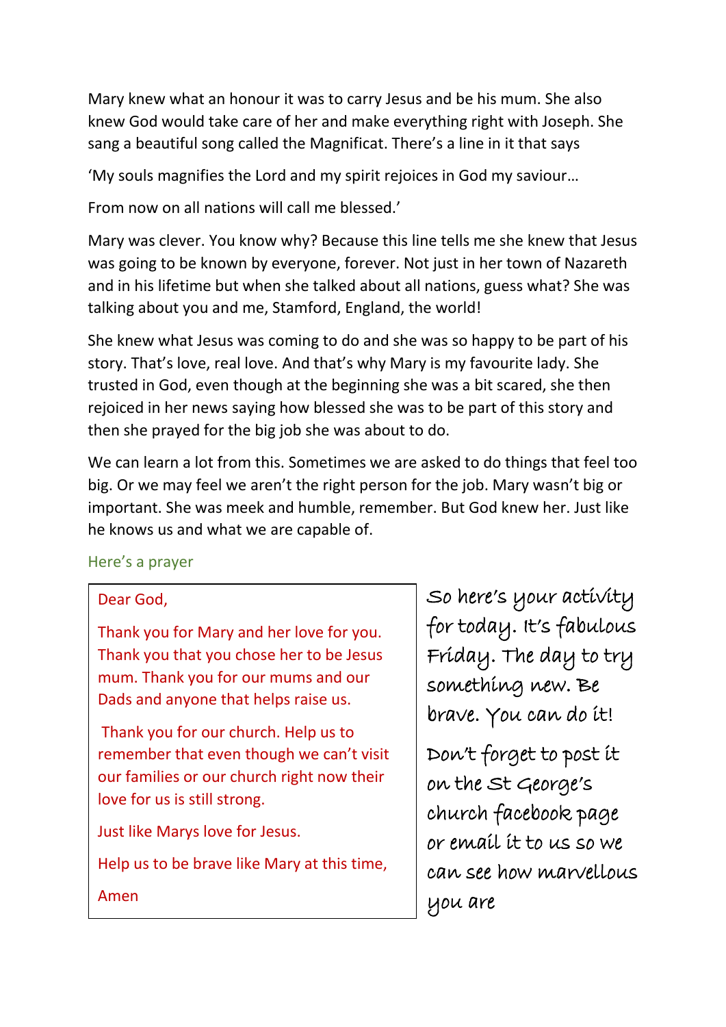Mary knew what an honour it was to carry Jesus and be his mum. She also knew God would take care of her and make everything right with Joseph. She sang a beautiful song called the Magnificat. There's a line in it that says

'My souls magnifies the Lord and my spirit rejoices in God my saviour…

From now on all nations will call me blessed.'

Mary was clever. You know why? Because this line tells me she knew that Jesus was going to be known by everyone, forever. Not just in her town of Nazareth and in his lifetime but when she talked about all nations, guess what? She was talking about you and me, Stamford, England, the world!

She knew what Jesus was coming to do and she was so happy to be part of his story. That's love, real love. And that's why Mary is my favourite lady. She trusted in God, even though at the beginning she was a bit scared, she then rejoiced in her news saying how blessed she was to be part of this story and then she prayed for the big job she was about to do.

We can learn a lot from this. Sometimes we are asked to do things that feel too big. Or we may feel we aren't the right person for the job. Mary wasn't big or important. She was meek and humble, remember. But God knew her. Just like he knows us and what we are capable of.

Here's a prayer

> Dear God,
>
> Thank you for Mary and her love for you. Thank you that you chose her to be Jesus mum. Thank you for our mums and our Dads and anyone that helps raise us.
>
> Thank you for our church. Help us to remember that even though we can't visit our families or our church right now their love for us is still strong.
>
> Just like Marys love for Jesus.
>
> Help us to be brave like Mary at this time,
>
> Amen

So here's your activity for today. It's fabulous Friday. The day to try something new. Be brave. You can do it!

Don't forget to post it on the St George's church facebook page or email it to us so we can see how marvellous you are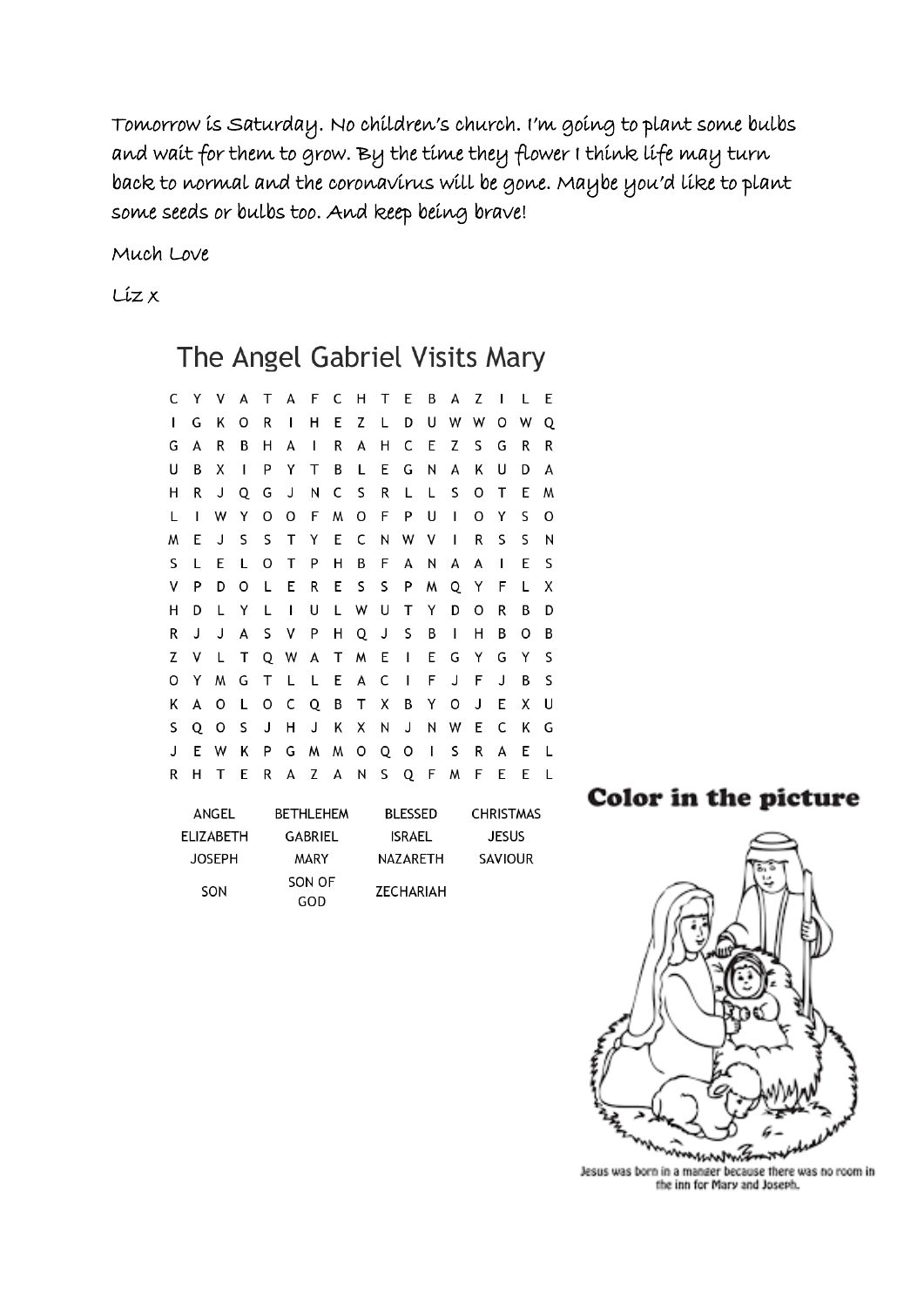Tomorrow is Saturday. No children's church. I'm going to plant some bulbs and wait for them to grow. By the time they flower I think life may turn back to normal and the coronavirus will be gone. Maybe you'd like to plant some seeds or bulbs too. And keep being brave!

Much Love

Liz x

## The Angel Gabriel Visits Mary

```
C Y V A T A F C H T E B A Z I L E
I G K O R I H E Z L D U W W O W Q
G A R B H A I R A H C E Z S G R R
U B X I P Y T B L E G N A K U D A
H R J Q G J N C S R L L S O T E M
L I W Y O O F M O F P U I O Y S O
M E J S S T Y E C N W V I R S S N
S L E L O T P H B F A N A A I E S
V P D O L E R E S S P M Q Y F L X
H D L Y L I U L W U T Y D O R B D
R J J A S V P H Q J S B I H B O B
Z V L T Q W A T M E I E G Y G Y S
O Y M G T L L E A C I F J F J B S
K A O L O C Q B T X B Y O J E X U
S Q O S J H J K X N J N W E C K G
J E W K P G M M O Q O I S R A E L
R H T E R A Z A N S Q F M F E E L
```

| ANGEL | BETHLEHEM | BLESSED | CHRISTMAS |
|---|---|---|---|
| ELIZABETH | GABRIEL | ISRAEL | JESUS |
| JOSEPH | MARY | NAZARETH | SAVIOUR |
| SON | SON OF GOD | ZECHARIAH | |

**Color in the picture**

Jesus was born in a manger because there was no room in the inn for Mary and Joseph.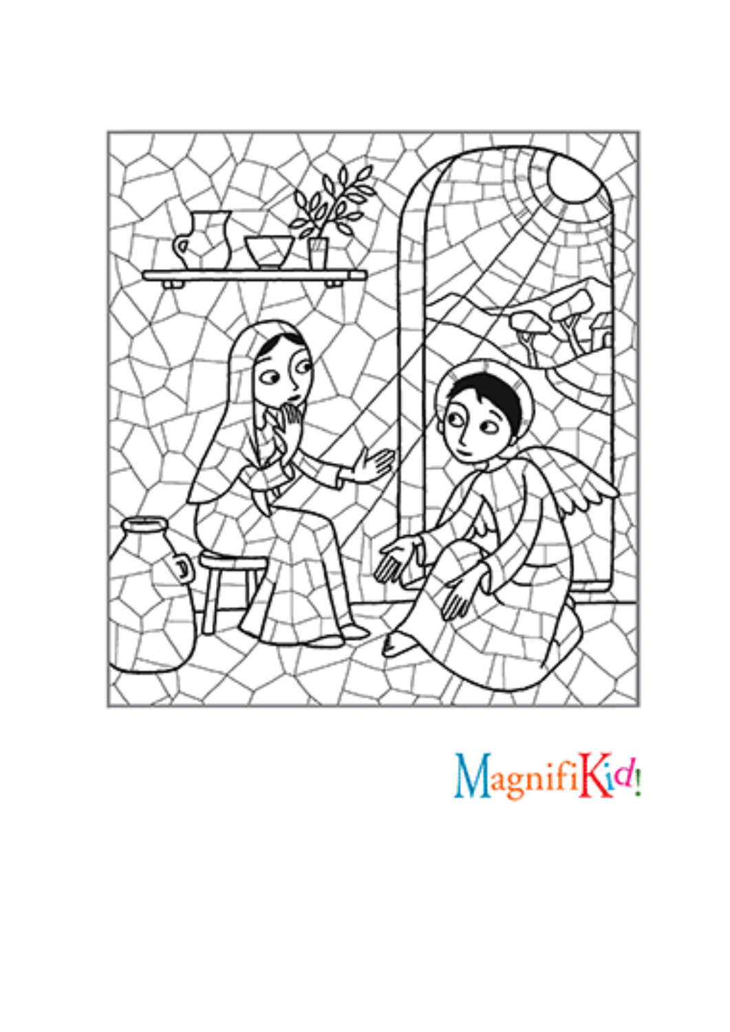MagnifiKid!